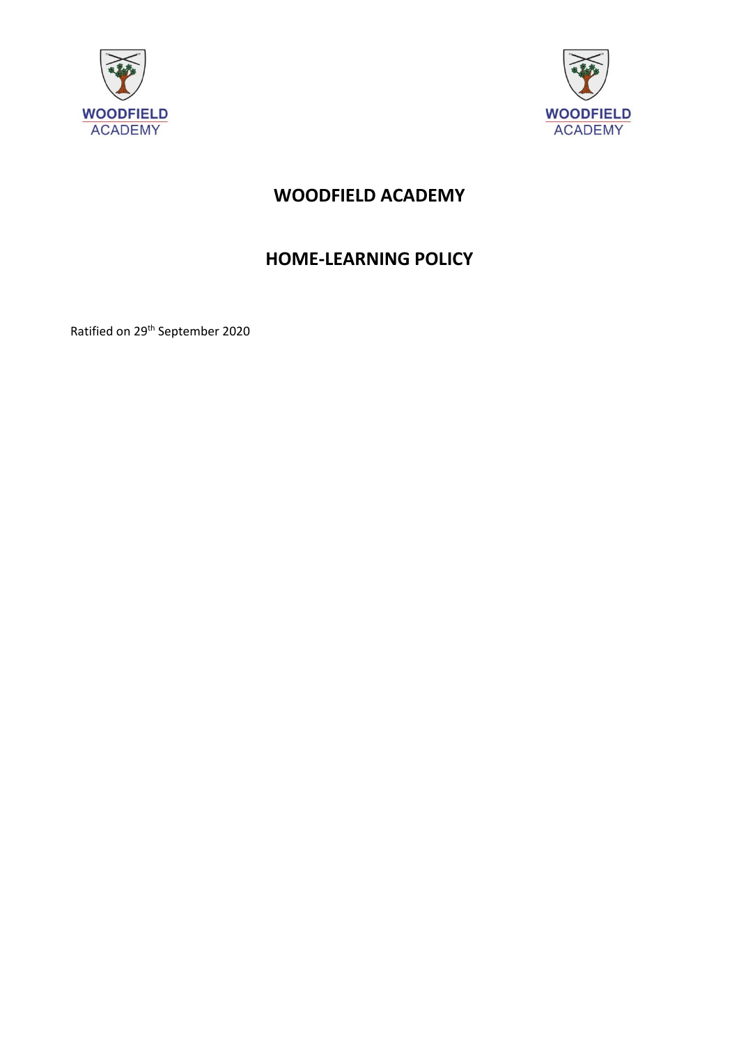WOODFIELD ACADEMY

WOODFIELD ACADEMY

# WOODFIELD ACADEMY

## HOME-LEARNING POLICY

Ratified on 29th September 2020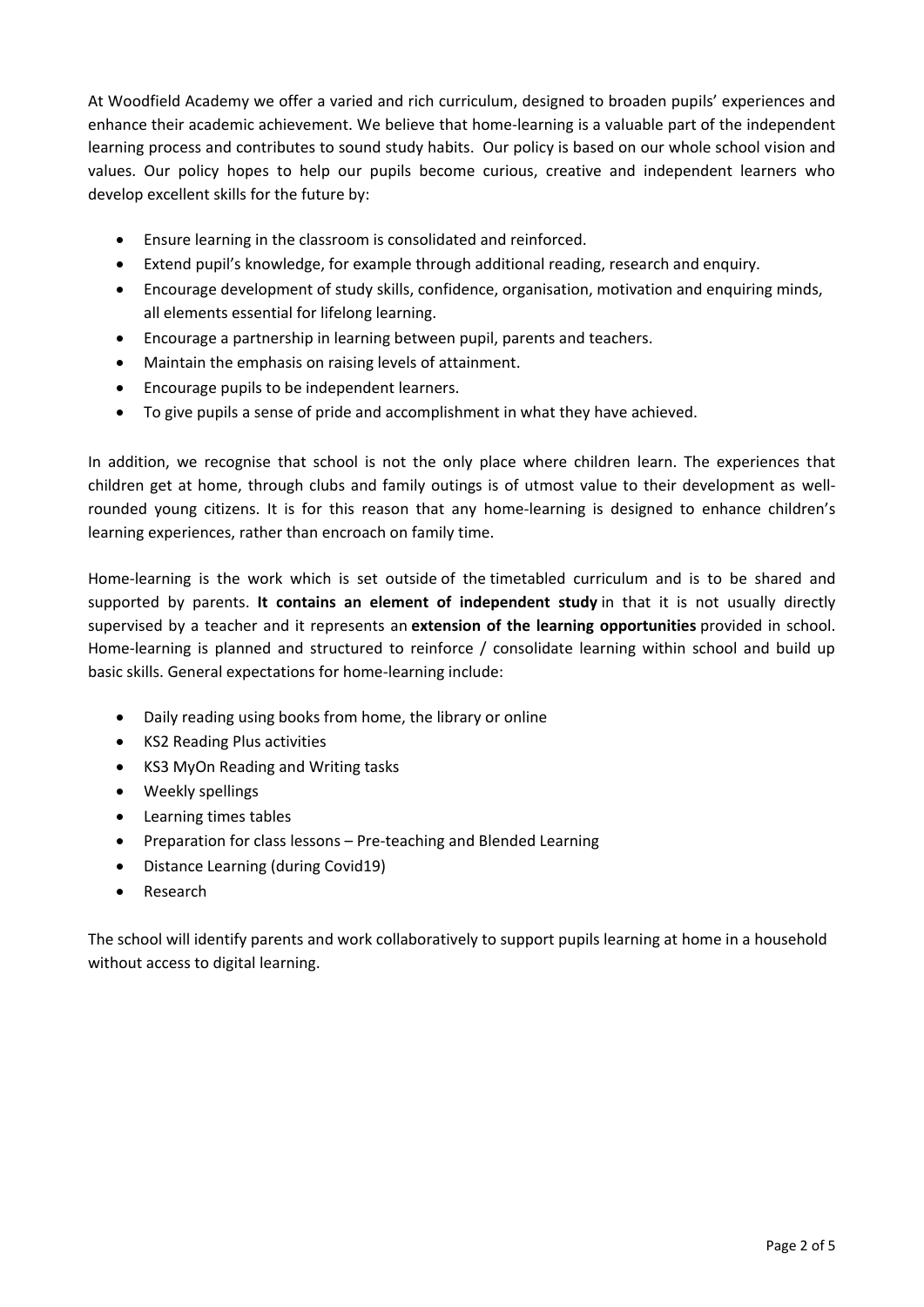At Woodfield Academy we offer a varied and rich curriculum, designed to broaden pupils' experiences and enhance their academic achievement. We believe that home-learning is a valuable part of the independent learning process and contributes to sound study habits. Our policy is based on our whole school vision and values. Our policy hopes to help our pupils become curious, creative and independent learners who develop excellent skills for the future by:

- Ensure learning in the classroom is consolidated and reinforced.
- Extend pupil's knowledge, for example through additional reading, research and enquiry.
- Encourage development of study skills, confidence, organisation, motivation and enquiring minds, all elements essential for lifelong learning.
- Encourage a partnership in learning between pupil, parents and teachers.
- Maintain the emphasis on raising levels of attainment.
- Encourage pupils to be independent learners.
- To give pupils a sense of pride and accomplishment in what they have achieved.

In addition, we recognise that school is not the only place where children learn. The experiences that children get at home, through clubs and family outings is of utmost value to their development as well-rounded young citizens. It is for this reason that any home-learning is designed to enhance children's learning experiences, rather than encroach on family time.

Home-learning is the work which is set outside of the timetabled curriculum and is to be shared and supported by parents. **It contains an element of independent study** in that it is not usually directly supervised by a teacher and it represents an **extension of the learning opportunities** provided in school. Home-learning is planned and structured to reinforce / consolidate learning within school and build up basic skills. General expectations for home-learning include:

- Daily reading using books from home, the library or online
- KS2 Reading Plus activities
- KS3 MyOn Reading and Writing tasks
- Weekly spellings
- Learning times tables
- Preparation for class lessons – Pre-teaching and Blended Learning
- Distance Learning (during Covid19)
- Research

The school will identify parents and work collaboratively to support pupils learning at home in a household without access to digital learning.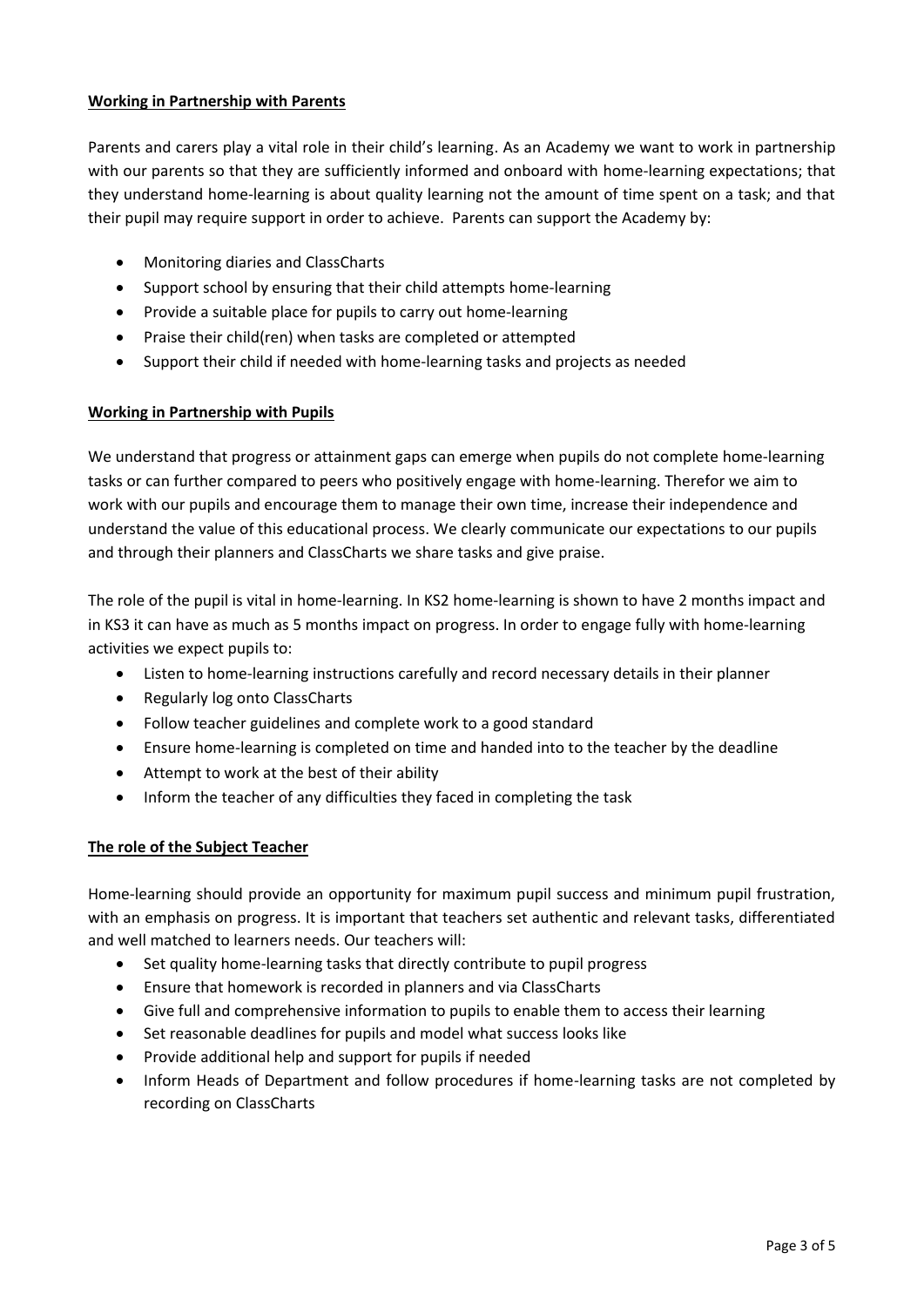## **Working in Partnership with Parents**

Parents and carers play a vital role in their child's learning. As an Academy we want to work in partnership with our parents so that they are sufficiently informed and onboard with home-learning expectations; that they understand home-learning is about quality learning not the amount of time spent on a task; and that their pupil may require support in order to achieve. Parents can support the Academy by:

- Monitoring diaries and ClassCharts
- Support school by ensuring that their child attempts home-learning
- Provide a suitable place for pupils to carry out home-learning
- Praise their child(ren) when tasks are completed or attempted
- Support their child if needed with home-learning tasks and projects as needed

## **Working in Partnership with Pupils**

We understand that progress or attainment gaps can emerge when pupils do not complete home-learning tasks or can further compared to peers who positively engage with home-learning. Therefor we aim to work with our pupils and encourage them to manage their own time, increase their independence and understand the value of this educational process. We clearly communicate our expectations to our pupils and through their planners and ClassCharts we share tasks and give praise.

The role of the pupil is vital in home-learning. In KS2 home-learning is shown to have 2 months impact and in KS3 it can have as much as 5 months impact on progress. In order to engage fully with home-learning activities we expect pupils to:

- Listen to home-learning instructions carefully and record necessary details in their planner
- Regularly log onto ClassCharts
- Follow teacher guidelines and complete work to a good standard
- Ensure home-learning is completed on time and handed into to the teacher by the deadline
- Attempt to work at the best of their ability
- Inform the teacher of any difficulties they faced in completing the task

## **The role of the Subject Teacher**

Home-learning should provide an opportunity for maximum pupil success and minimum pupil frustration, with an emphasis on progress. It is important that teachers set authentic and relevant tasks, differentiated and well matched to learners needs. Our teachers will:

- Set quality home-learning tasks that directly contribute to pupil progress
- Ensure that homework is recorded in planners and via ClassCharts
- Give full and comprehensive information to pupils to enable them to access their learning
- Set reasonable deadlines for pupils and model what success looks like
- Provide additional help and support for pupils if needed
- Inform Heads of Department and follow procedures if home-learning tasks are not completed by recording on ClassCharts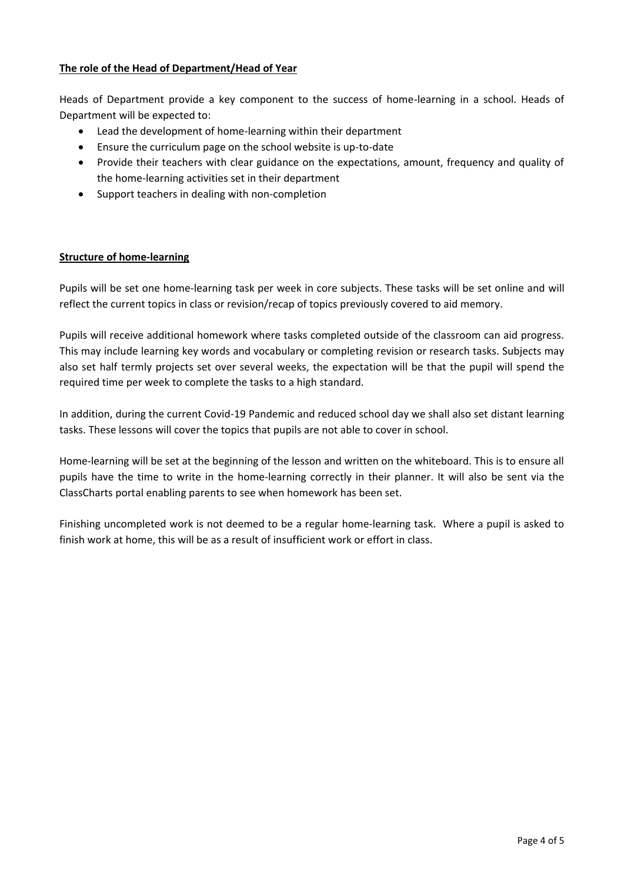## The role of the Head of Department/Head of Year

Heads of Department provide a key component to the success of home-learning in a school. Heads of Department will be expected to:

- Lead the development of home-learning within their department
- Ensure the curriculum page on the school website is up-to-date
- Provide their teachers with clear guidance on the expectations, amount, frequency and quality of the home-learning activities set in their department
- Support teachers in dealing with non-completion

## Structure of home-learning

Pupils will be set one home-learning task per week in core subjects. These tasks will be set online and will reflect the current topics in class or revision/recap of topics previously covered to aid memory.

Pupils will receive additional homework where tasks completed outside of the classroom can aid progress. This may include learning key words and vocabulary or completing revision or research tasks. Subjects may also set half termly projects set over several weeks, the expectation will be that the pupil will spend the required time per week to complete the tasks to a high standard.

In addition, during the current Covid-19 Pandemic and reduced school day we shall also set distant learning tasks. These lessons will cover the topics that pupils are not able to cover in school.

Home-learning will be set at the beginning of the lesson and written on the whiteboard. This is to ensure all pupils have the time to write in the home-learning correctly in their planner. It will also be sent via the ClassCharts portal enabling parents to see when homework has been set.

Finishing uncompleted work is not deemed to be a regular home-learning task. Where a pupil is asked to finish work at home, this will be as a result of insufficient work or effort in class.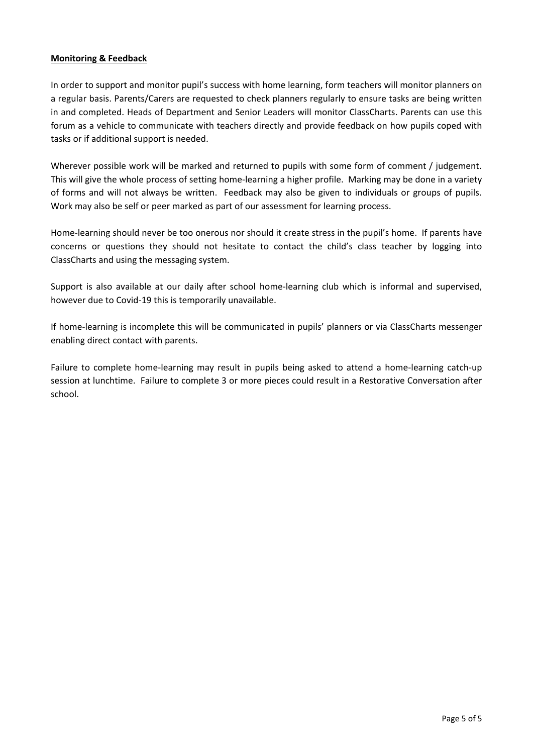**Monitoring & Feedback**

In order to support and monitor pupil's success with home learning, form teachers will monitor planners on a regular basis. Parents/Carers are requested to check planners regularly to ensure tasks are being written in and completed. Heads of Department and Senior Leaders will monitor ClassCharts. Parents can use this forum as a vehicle to communicate with teachers directly and provide feedback on how pupils coped with tasks or if additional support is needed.

Wherever possible work will be marked and returned to pupils with some form of comment / judgement. This will give the whole process of setting home-learning a higher profile. Marking may be done in a variety of forms and will not always be written. Feedback may also be given to individuals or groups of pupils. Work may also be self or peer marked as part of our assessment for learning process.

Home-learning should never be too onerous nor should it create stress in the pupil's home. If parents have concerns or questions they should not hesitate to contact the child's class teacher by logging into ClassCharts and using the messaging system.

Support is also available at our daily after school home-learning club which is informal and supervised, however due to Covid-19 this is temporarily unavailable.

If home-learning is incomplete this will be communicated in pupils' planners or via ClassCharts messenger enabling direct contact with parents.

Failure to complete home-learning may result in pupils being asked to attend a home-learning catch-up session at lunchtime. Failure to complete 3 or more pieces could result in a Restorative Conversation after school.